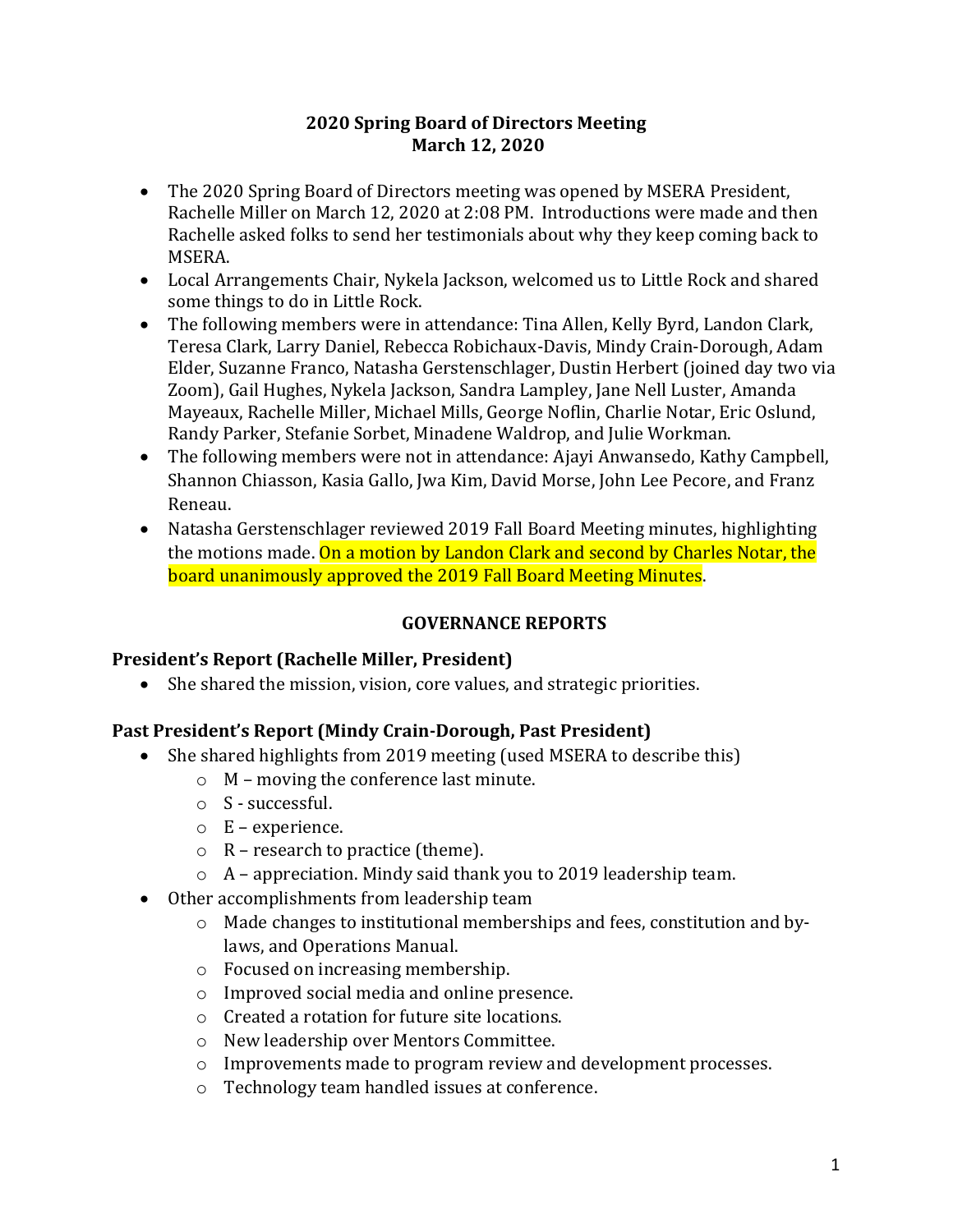# 2020 Spring Board of Directors Meeting
## March 12, 2020

- The 2020 Spring Board of Directors meeting was opened by MSERA President, Rachelle Miller on March 12, 2020 at 2:08 PM. Introductions were made and then Rachelle asked folks to send her testimonials about why they keep coming back to MSERA.
- Local Arrangements Chair, Nykela Jackson, welcomed us to Little Rock and shared some things to do in Little Rock.
- The following members were in attendance: Tina Allen, Kelly Byrd, Landon Clark, Teresa Clark, Larry Daniel, Rebecca Robichaux-Davis, Mindy Crain-Dorough, Adam Elder, Suzanne Franco, Natasha Gerstenschlager, Dustin Herbert (joined day two via Zoom), Gail Hughes, Nykela Jackson, Sandra Lampley, Jane Nell Luster, Amanda Mayeaux, Rachelle Miller, Michael Mills, George Noflin, Charlie Notar, Eric Oslund, Randy Parker, Stefanie Sorbet, Minadene Waldrop, and Julie Workman.
- The following members were not in attendance: Ajayi Anwansedo, Kathy Campbell, Shannon Chiasson, Kasia Gallo, Jwa Kim, David Morse, John Lee Pecore, and Franz Reneau.
- Natasha Gerstenschlager reviewed 2019 Fall Board Meeting minutes, highlighting the motions made. On a motion by Landon Clark and second by Charles Notar, the board unanimously approved the 2019 Fall Board Meeting Minutes.

## GOVERNANCE REPORTS

### President's Report (Rachelle Miller, President)

- She shared the mission, vision, core values, and strategic priorities.

### Past President's Report (Mindy Crain-Dorough, Past President)

- She shared highlights from 2019 meeting (used MSERA to describe this)
  - M – moving the conference last minute.
  - S - successful.
  - E – experience.
  - R – research to practice (theme).
  - A – appreciation. Mindy said thank you to 2019 leadership team.
- Other accomplishments from leadership team
  - Made changes to institutional memberships and fees, constitution and by-laws, and Operations Manual.
  - Focused on increasing membership.
  - Improved social media and online presence.
  - Created a rotation for future site locations.
  - New leadership over Mentors Committee.
  - Improvements made to program review and development processes.
  - Technology team handled issues at conference.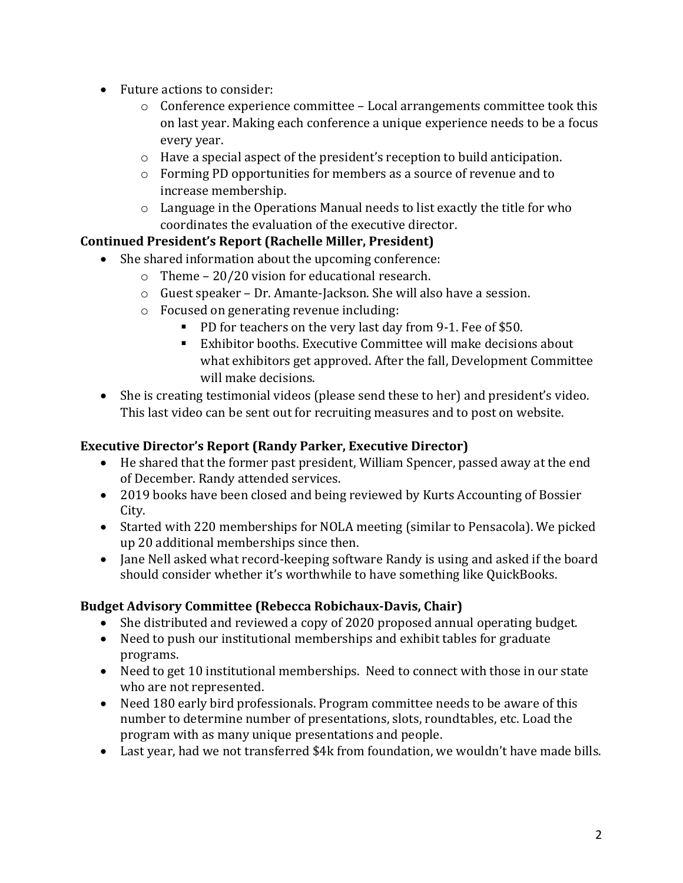- Future actions to consider:
  - Conference experience committee – Local arrangements committee took this on last year. Making each conference a unique experience needs to be a focus every year.
  - Have a special aspect of the president's reception to build anticipation.
  - Forming PD opportunities for members as a source of revenue and to increase membership.
  - Language in the Operations Manual needs to list exactly the title for who coordinates the evaluation of the executive director.

**Continued President's Report (Rachelle Miller, President)**

- She shared information about the upcoming conference:
  - Theme – 20/20 vision for educational research.
  - Guest speaker – Dr. Amante-Jackson. She will also have a session.
  - Focused on generating revenue including:
    - PD for teachers on the very last day from 9-1. Fee of $50.
    - Exhibitor booths. Executive Committee will make decisions about what exhibitors get approved. After the fall, Development Committee will make decisions.
- She is creating testimonial videos (please send these to her) and president's video. This last video can be sent out for recruiting measures and to post on website.

**Executive Director's Report (Randy Parker, Executive Director)**

- He shared that the former past president, William Spencer, passed away at the end of December. Randy attended services.
- 2019 books have been closed and being reviewed by Kurts Accounting of Bossier City.
- Started with 220 memberships for NOLA meeting (similar to Pensacola). We picked up 20 additional memberships since then.
- Jane Nell asked what record-keeping software Randy is using and asked if the board should consider whether it's worthwhile to have something like QuickBooks.

**Budget Advisory Committee (Rebecca Robichaux-Davis, Chair)**

- She distributed and reviewed a copy of 2020 proposed annual operating budget.
- Need to push our institutional memberships and exhibit tables for graduate programs.
- Need to get 10 institutional memberships. Need to connect with those in our state who are not represented.
- Need 180 early bird professionals. Program committee needs to be aware of this number to determine number of presentations, slots, roundtables, etc. Load the program with as many unique presentations and people.
- Last year, had we not transferred $4k from foundation, we wouldn't have made bills.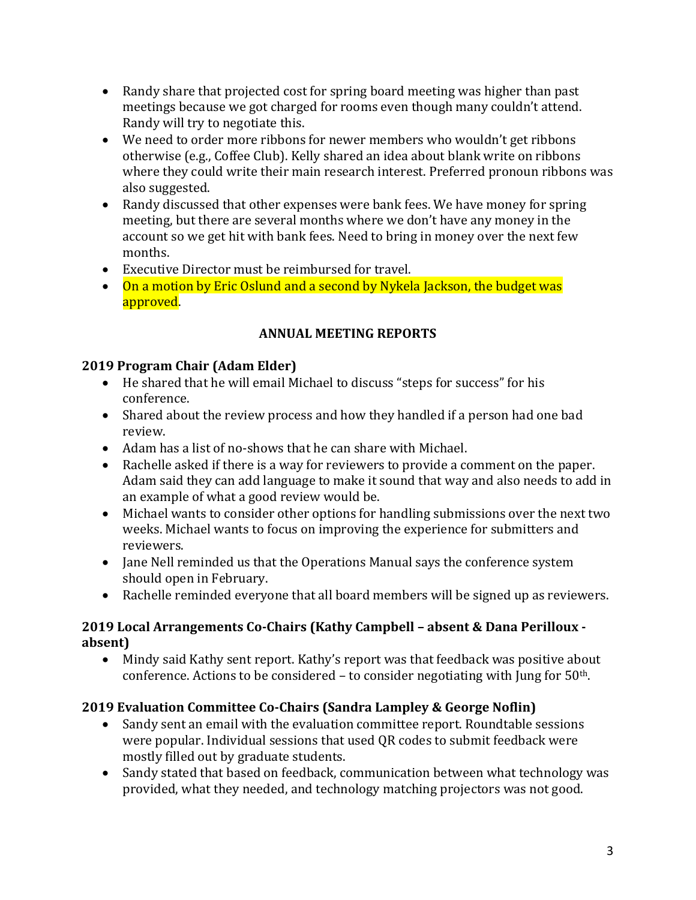- Randy share that projected cost for spring board meeting was higher than past meetings because we got charged for rooms even though many couldn't attend. Randy will try to negotiate this.
- We need to order more ribbons for newer members who wouldn't get ribbons otherwise (e.g., Coffee Club). Kelly shared an idea about blank write on ribbons where they could write their main research interest. Preferred pronoun ribbons was also suggested.
- Randy discussed that other expenses were bank fees. We have money for spring meeting, but there are several months where we don't have any money in the account so we get hit with bank fees. Need to bring in money over the next few months.
- Executive Director must be reimbursed for travel.
- On a motion by Eric Oslund and a second by Nykela Jackson, the budget was approved.

**ANNUAL MEETING REPORTS**

**2019 Program Chair (Adam Elder)**

- He shared that he will email Michael to discuss "steps for success" for his conference.
- Shared about the review process and how they handled if a person had one bad review.
- Adam has a list of no-shows that he can share with Michael.
- Rachelle asked if there is a way for reviewers to provide a comment on the paper. Adam said they can add language to make it sound that way and also needs to add in an example of what a good review would be.
- Michael wants to consider other options for handling submissions over the next two weeks. Michael wants to focus on improving the experience for submitters and reviewers.
- Jane Nell reminded us that the Operations Manual says the conference system should open in February.
- Rachelle reminded everyone that all board members will be signed up as reviewers.

**2019 Local Arrangements Co-Chairs (Kathy Campbell – absent & Dana Perilloux - absent)**

- Mindy said Kathy sent report. Kathy's report was that feedback was positive about conference. Actions to be considered – to consider negotiating with Jung for 50th.

**2019 Evaluation Committee Co-Chairs (Sandra Lampley & George Noflin)**

- Sandy sent an email with the evaluation committee report. Roundtable sessions were popular. Individual sessions that used QR codes to submit feedback were mostly filled out by graduate students.
- Sandy stated that based on feedback, communication between what technology was provided, what they needed, and technology matching projectors was not good.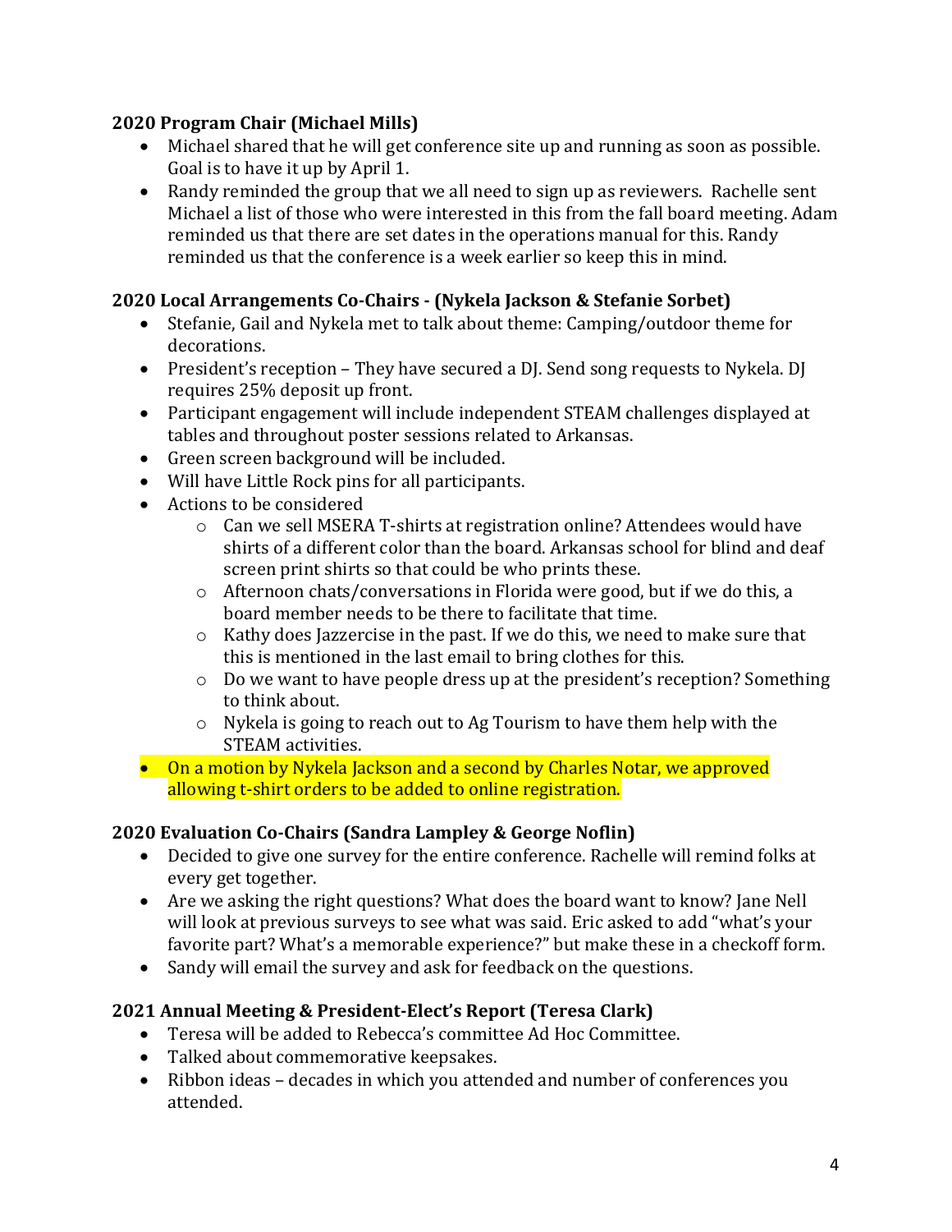**2020 Program Chair (Michael Mills)**

- Michael shared that he will get conference site up and running as soon as possible. Goal is to have it up by April 1.
- Randy reminded the group that we all need to sign up as reviewers. Rachelle sent Michael a list of those who were interested in this from the fall board meeting. Adam reminded us that there are set dates in the operations manual for this. Randy reminded us that the conference is a week earlier so keep this in mind.

**2020 Local Arrangements Co-Chairs - (Nykela Jackson & Stefanie Sorbet)**

- Stefanie, Gail and Nykela met to talk about theme: Camping/outdoor theme for decorations.
- President's reception – They have secured a DJ. Send song requests to Nykela. DJ requires 25% deposit up front.
- Participant engagement will include independent STEAM challenges displayed at tables and throughout poster sessions related to Arkansas.
- Green screen background will be included.
- Will have Little Rock pins for all participants.
- Actions to be considered
  - Can we sell MSERA T-shirts at registration online? Attendees would have shirts of a different color than the board. Arkansas school for blind and deaf screen print shirts so that could be who prints these.
  - Afternoon chats/conversations in Florida were good, but if we do this, a board member needs to be there to facilitate that time.
  - Kathy does Jazzercise in the past. If we do this, we need to make sure that this is mentioned in the last email to bring clothes for this.
  - Do we want to have people dress up at the president's reception? Something to think about.
  - Nykela is going to reach out to Ag Tourism to have them help with the STEAM activities.
- On a motion by Nykela Jackson and a second by Charles Notar, we approved allowing t-shirt orders to be added to online registration.

**2020 Evaluation Co-Chairs (Sandra Lampley & George Noflin)**

- Decided to give one survey for the entire conference. Rachelle will remind folks at every get together.
- Are we asking the right questions? What does the board want to know? Jane Nell will look at previous surveys to see what was said. Eric asked to add "what's your favorite part? What's a memorable experience?" but make these in a checkoff form.
- Sandy will email the survey and ask for feedback on the questions.

**2021 Annual Meeting & President-Elect's Report (Teresa Clark)**

- Teresa will be added to Rebecca's committee Ad Hoc Committee.
- Talked about commemorative keepsakes.
- Ribbon ideas – decades in which you attended and number of conferences you attended.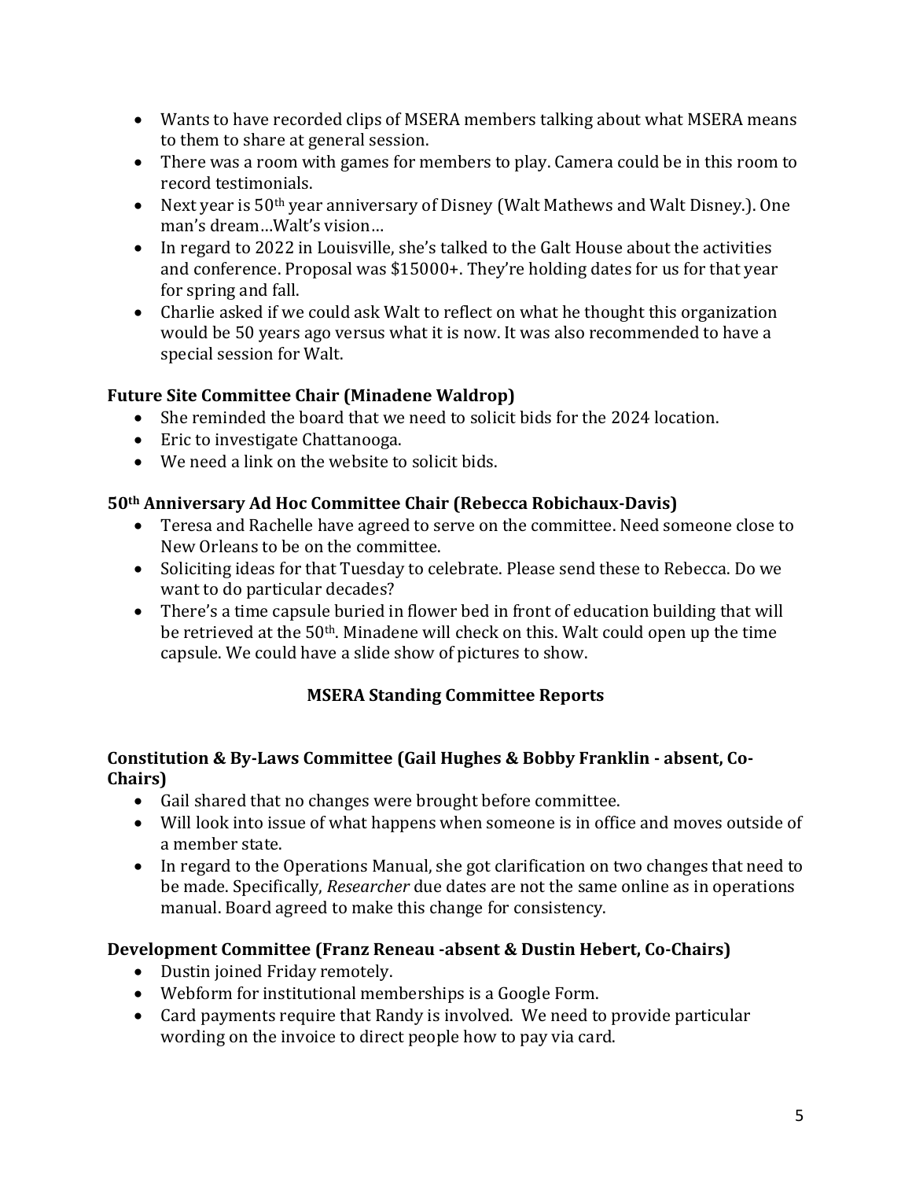- Wants to have recorded clips of MSERA members talking about what MSERA means to them to share at general session.
- There was a room with games for members to play. Camera could be in this room to record testimonials.
- Next year is 50th year anniversary of Disney (Walt Mathews and Walt Disney.). One man's dream…Walt's vision…
- In regard to 2022 in Louisville, she's talked to the Galt House about the activities and conference. Proposal was $15000+. They're holding dates for us for that year for spring and fall.
- Charlie asked if we could ask Walt to reflect on what he thought this organization would be 50 years ago versus what it is now. It was also recommended to have a special session for Walt.

**Future Site Committee Chair (Minadene Waldrop)**

- She reminded the board that we need to solicit bids for the 2024 location.
- Eric to investigate Chattanooga.
- We need a link on the website to solicit bids.

**50th Anniversary Ad Hoc Committee Chair (Rebecca Robichaux-Davis)**

- Teresa and Rachelle have agreed to serve on the committee. Need someone close to New Orleans to be on the committee.
- Soliciting ideas for that Tuesday to celebrate. Please send these to Rebecca. Do we want to do particular decades?
- There's a time capsule buried in flower bed in front of education building that will be retrieved at the 50th. Minadene will check on this. Walt could open up the time capsule. We could have a slide show of pictures to show.

## MSERA Standing Committee Reports

**Constitution & By-Laws Committee (Gail Hughes & Bobby Franklin - absent, Co-Chairs)**

- Gail shared that no changes were brought before committee.
- Will look into issue of what happens when someone is in office and moves outside of a member state.
- In regard to the Operations Manual, she got clarification on two changes that need to be made. Specifically, *Researcher* due dates are not the same online as in operations manual. Board agreed to make this change for consistency.

**Development Committee (Franz Reneau -absent & Dustin Hebert, Co-Chairs)**

- Dustin joined Friday remotely.
- Webform for institutional memberships is a Google Form.
- Card payments require that Randy is involved. We need to provide particular wording on the invoice to direct people how to pay via card.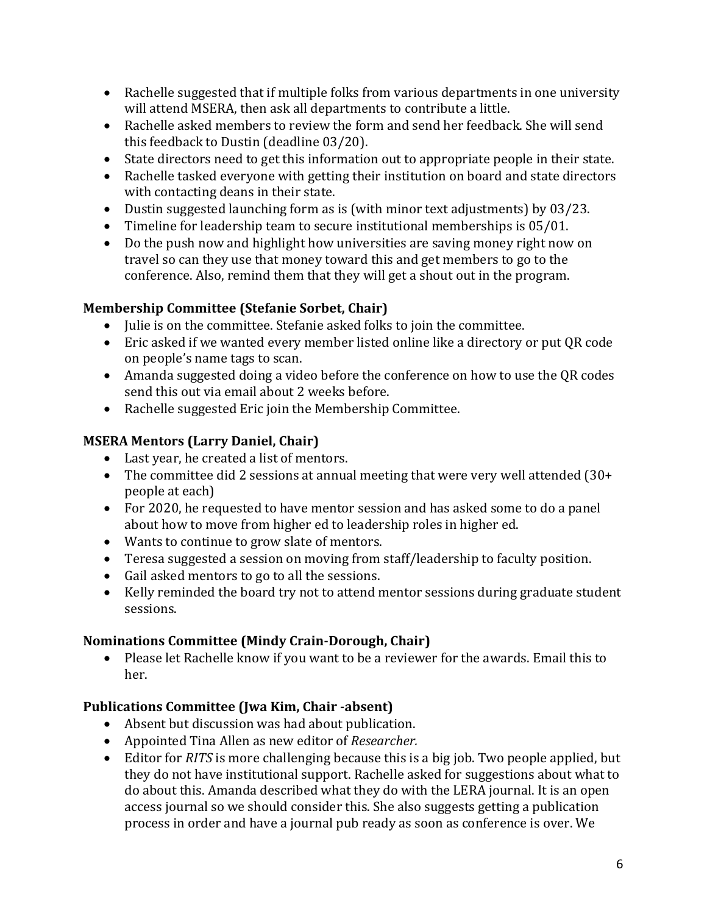- Rachelle suggested that if multiple folks from various departments in one university will attend MSERA, then ask all departments to contribute a little.
- Rachelle asked members to review the form and send her feedback. She will send this feedback to Dustin (deadline 03/20).
- State directors need to get this information out to appropriate people in their state.
- Rachelle tasked everyone with getting their institution on board and state directors with contacting deans in their state.
- Dustin suggested launching form as is (with minor text adjustments) by 03/23.
- Timeline for leadership team to secure institutional memberships is 05/01.
- Do the push now and highlight how universities are saving money right now on travel so can they use that money toward this and get members to go to the conference. Also, remind them that they will get a shout out in the program.

**Membership Committee (Stefanie Sorbet, Chair)**

- Julie is on the committee. Stefanie asked folks to join the committee.
- Eric asked if we wanted every member listed online like a directory or put QR code on people's name tags to scan.
- Amanda suggested doing a video before the conference on how to use the QR codes send this out via email about 2 weeks before.
- Rachelle suggested Eric join the Membership Committee.

**MSERA Mentors (Larry Daniel, Chair)**

- Last year, he created a list of mentors.
- The committee did 2 sessions at annual meeting that were very well attended (30+ people at each)
- For 2020, he requested to have mentor session and has asked some to do a panel about how to move from higher ed to leadership roles in higher ed.
- Wants to continue to grow slate of mentors.
- Teresa suggested a session on moving from staff/leadership to faculty position.
- Gail asked mentors to go to all the sessions.
- Kelly reminded the board try not to attend mentor sessions during graduate student sessions.

**Nominations Committee (Mindy Crain-Dorough, Chair)**

- Please let Rachelle know if you want to be a reviewer for the awards. Email this to her.

**Publications Committee (Jwa Kim, Chair -absent)**

- Absent but discussion was had about publication.
- Appointed Tina Allen as new editor of *Researcher.*
- Editor for *RITS* is more challenging because this is a big job. Two people applied, but they do not have institutional support. Rachelle asked for suggestions about what to do about this. Amanda described what they do with the LERA journal. It is an open access journal so we should consider this. She also suggests getting a publication process in order and have a journal pub ready as soon as conference is over. We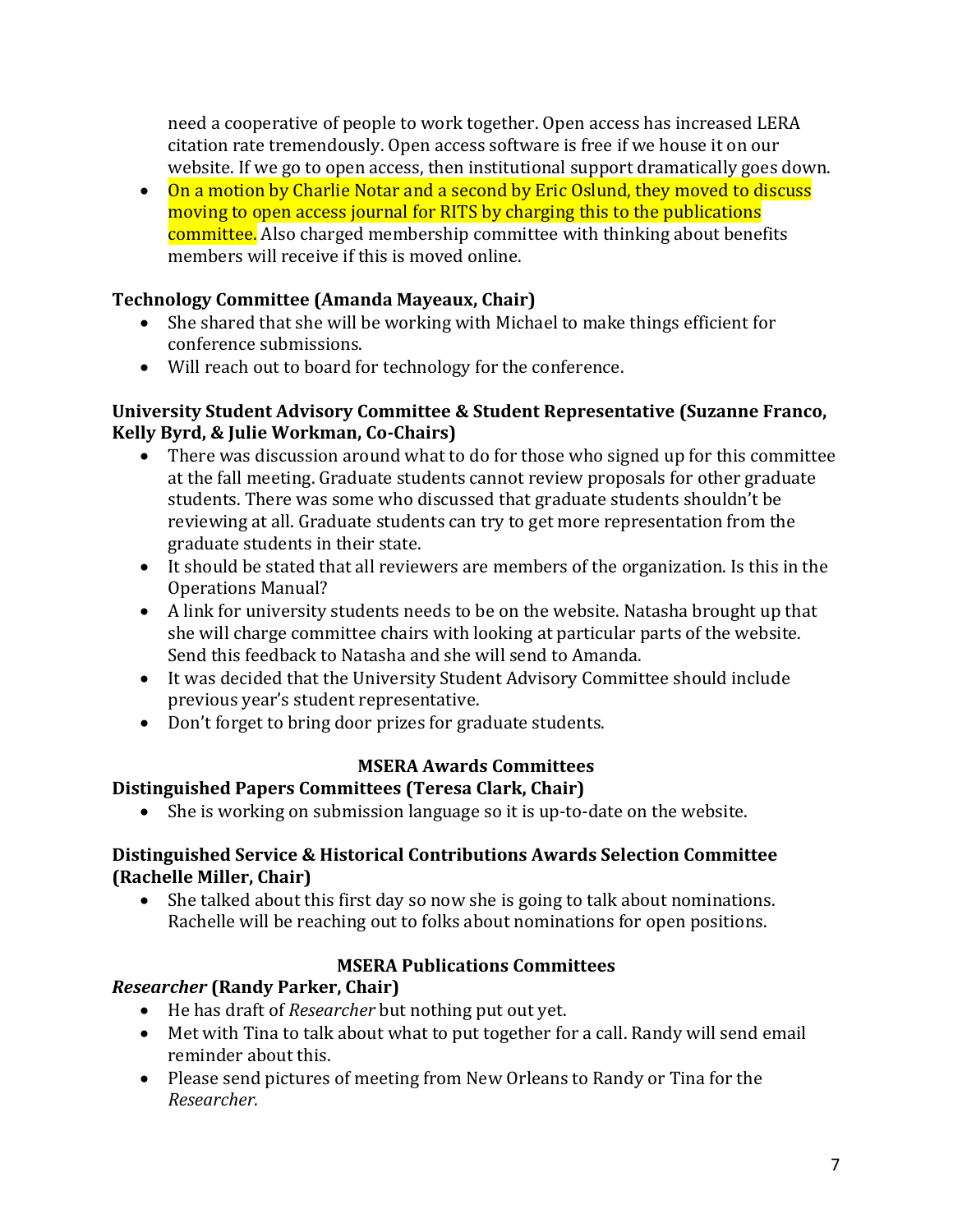need a cooperative of people to work together. Open access has increased LERA citation rate tremendously. Open access software is free if we house it on our website. If we go to open access, then institutional support dramatically goes down.

- On a motion by Charlie Notar and a second by Eric Oslund, they moved to discuss moving to open access journal for RITS by charging this to the publications committee. Also charged membership committee with thinking about benefits members will receive if this is moved online.

**Technology Committee (Amanda Mayeaux, Chair)**

- She shared that she will be working with Michael to make things efficient for conference submissions.
- Will reach out to board for technology for the conference.

**University Student Advisory Committee & Student Representative (Suzanne Franco, Kelly Byrd, & Julie Workman, Co-Chairs)**

- There was discussion around what to do for those who signed up for this committee at the fall meeting. Graduate students cannot review proposals for other graduate students. There was some who discussed that graduate students shouldn't be reviewing at all. Graduate students can try to get more representation from the graduate students in their state.
- It should be stated that all reviewers are members of the organization. Is this in the Operations Manual?
- A link for university students needs to be on the website. Natasha brought up that she will charge committee chairs with looking at particular parts of the website. Send this feedback to Natasha and she will send to Amanda.
- It was decided that the University Student Advisory Committee should include previous year's student representative.
- Don't forget to bring door prizes for graduate students.

## MSERA Awards Committees

**Distinguished Papers Committees (Teresa Clark, Chair)**

- She is working on submission language so it is up-to-date on the website.

**Distinguished Service & Historical Contributions Awards Selection Committee (Rachelle Miller, Chair)**

- She talked about this first day so now she is going to talk about nominations. Rachelle will be reaching out to folks about nominations for open positions.

## MSERA Publications Committees

***Researcher* (Randy Parker, Chair)**

- He has draft of *Researcher* but nothing put out yet.
- Met with Tina to talk about what to put together for a call. Randy will send email reminder about this.
- Please send pictures of meeting from New Orleans to Randy or Tina for the *Researcher.*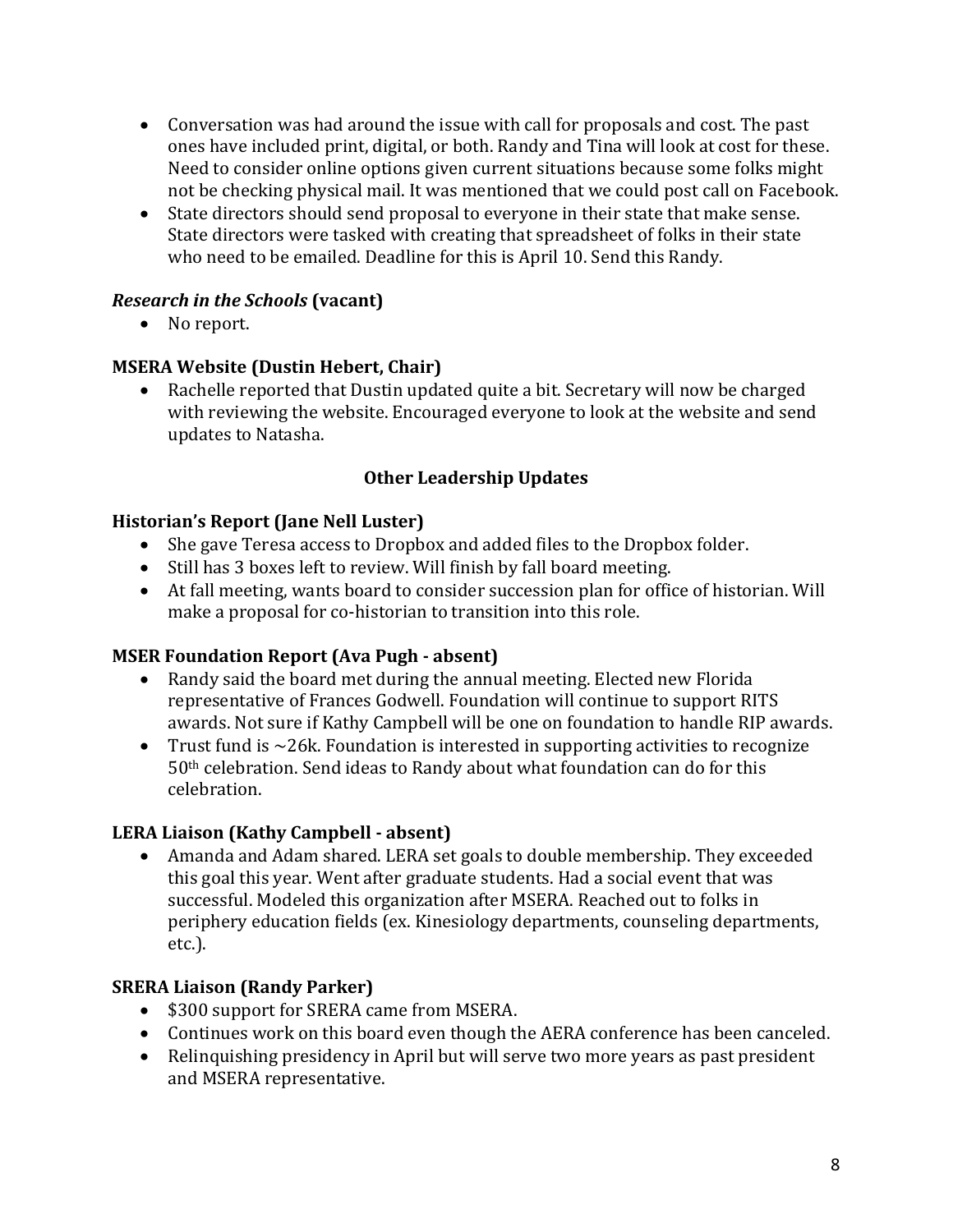- Conversation was had around the issue with call for proposals and cost. The past ones have included print, digital, or both. Randy and Tina will look at cost for these. Need to consider online options given current situations because some folks might not be checking physical mail. It was mentioned that we could post call on Facebook.
- State directors should send proposal to everyone in their state that make sense. State directors were tasked with creating that spreadsheet of folks in their state who need to be emailed. Deadline for this is April 10. Send this Randy.

### ***Research in the Schools*** **(vacant)**

- No report.

### **MSERA Website (Dustin Hebert, Chair)**

- Rachelle reported that Dustin updated quite a bit. Secretary will now be charged with reviewing the website. Encouraged everyone to look at the website and send updates to Natasha.

## **Other Leadership Updates**

### **Historian's Report (Jane Nell Luster)**

- She gave Teresa access to Dropbox and added files to the Dropbox folder.
- Still has 3 boxes left to review. Will finish by fall board meeting.
- At fall meeting, wants board to consider succession plan for office of historian. Will make a proposal for co-historian to transition into this role.

### **MSER Foundation Report (Ava Pugh - absent)**

- Randy said the board met during the annual meeting. Elected new Florida representative of Frances Godwell. Foundation will continue to support RITS awards. Not sure if Kathy Campbell will be one on foundation to handle RIP awards.
- Trust fund is ~26k. Foundation is interested in supporting activities to recognize 50th celebration. Send ideas to Randy about what foundation can do for this celebration.

### **LERA Liaison (Kathy Campbell - absent)**

- Amanda and Adam shared. LERA set goals to double membership. They exceeded this goal this year. Went after graduate students. Had a social event that was successful. Modeled this organization after MSERA. Reached out to folks in periphery education fields (ex. Kinesiology departments, counseling departments, etc.).

### **SRERA Liaison (Randy Parker)**

- $300 support for SRERA came from MSERA.
- Continues work on this board even though the AERA conference has been canceled.
- Relinquishing presidency in April but will serve two more years as past president and MSERA representative.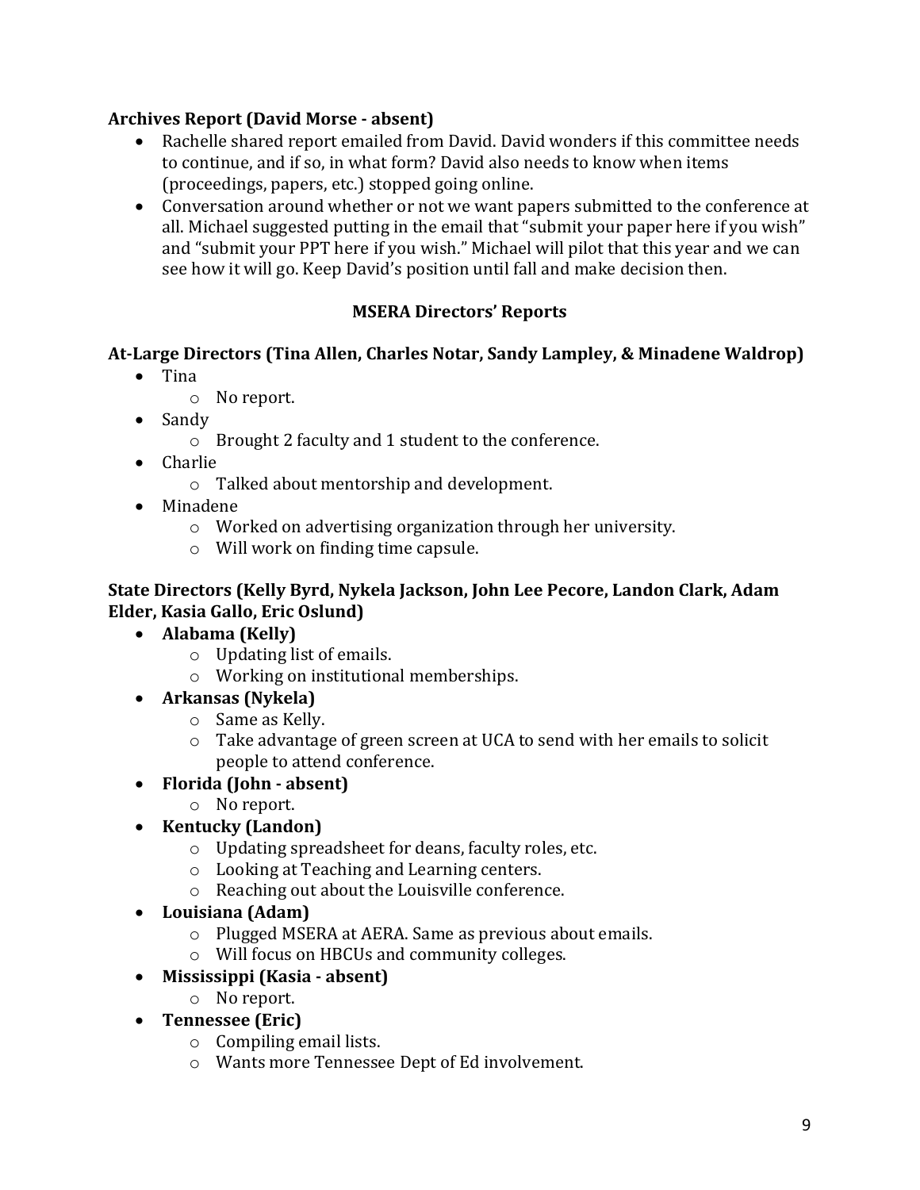**Archives Report (David Morse - absent)**

- Rachelle shared report emailed from David. David wonders if this committee needs to continue, and if so, in what form? David also needs to know when items (proceedings, papers, etc.) stopped going online.
- Conversation around whether or not we want papers submitted to the conference at all. Michael suggested putting in the email that "submit your paper here if you wish" and "submit your PPT here if you wish." Michael will pilot that this year and we can see how it will go. Keep David's position until fall and make decision then.

## MSERA Directors' Reports

**At-Large Directors (Tina Allen, Charles Notar, Sandy Lampley, & Minadene Waldrop)**

- Tina
  - No report.
- Sandy
  - Brought 2 faculty and 1 student to the conference.
- Charlie
  - Talked about mentorship and development.
- Minadene
  - Worked on advertising organization through her university.
  - Will work on finding time capsule.

**State Directors (Kelly Byrd, Nykela Jackson, John Lee Pecore, Landon Clark, Adam Elder, Kasia Gallo, Eric Oslund)**

- **Alabama (Kelly)**
  - Updating list of emails.
  - Working on institutional memberships.
- **Arkansas (Nykela)**
  - Same as Kelly.
  - Take advantage of green screen at UCA to send with her emails to solicit people to attend conference.
- **Florida (John - absent)**
  - No report.
- **Kentucky (Landon)**
  - Updating spreadsheet for deans, faculty roles, etc.
  - Looking at Teaching and Learning centers.
  - Reaching out about the Louisville conference.
- **Louisiana (Adam)**
  - Plugged MSERA at AERA. Same as previous about emails.
  - Will focus on HBCUs and community colleges.
- **Mississippi (Kasia - absent)**
  - No report.
- **Tennessee (Eric)**
  - Compiling email lists.
  - Wants more Tennessee Dept of Ed involvement.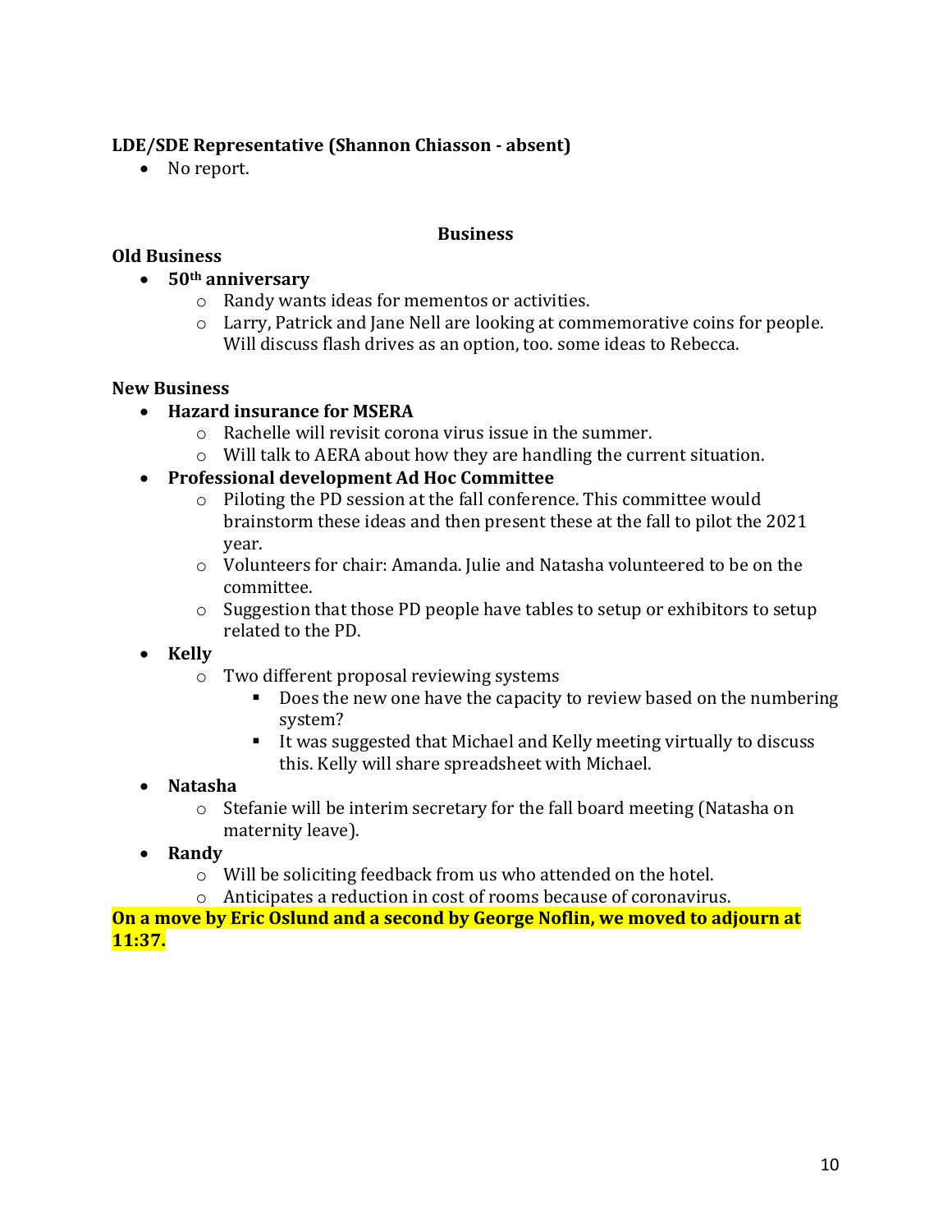**LDE/SDE Representative (Shannon Chiasson - absent)**

- No report.

**Business**

**Old Business**

- **50th anniversary**
  - Randy wants ideas for mementos or activities.
  - Larry, Patrick and Jane Nell are looking at commemorative coins for people. Will discuss flash drives as an option, too. some ideas to Rebecca.

**New Business**

- **Hazard insurance for MSERA**
  - Rachelle will revisit corona virus issue in the summer.
  - Will talk to AERA about how they are handling the current situation.
- **Professional development Ad Hoc Committee**
  - Piloting the PD session at the fall conference. This committee would brainstorm these ideas and then present these at the fall to pilot the 2021 year.
  - Volunteers for chair: Amanda. Julie and Natasha volunteered to be on the committee.
  - Suggestion that those PD people have tables to setup or exhibitors to setup related to the PD.
- **Kelly**
  - Two different proposal reviewing systems
    - Does the new one have the capacity to review based on the numbering system?
    - It was suggested that Michael and Kelly meeting virtually to discuss this. Kelly will share spreadsheet with Michael.
- **Natasha**
  - Stefanie will be interim secretary for the fall board meeting (Natasha on maternity leave).
- **Randy**
  - Will be soliciting feedback from us who attended on the hotel.
  - Anticipates a reduction in cost of rooms because of coronavirus.

**On a move by Eric Oslund and a second by George Noflin, we moved to adjourn at 11:37.**